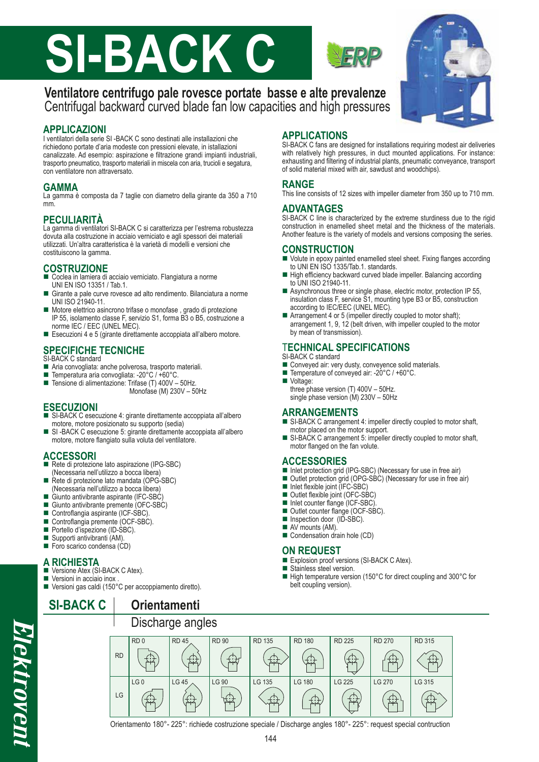# SI-BACK C

**Ventilatore centrifugo pale rovesce portate basse e alte prevalenze**
Centrifugal backward curved blade fan low capacities and high pressures

## APPLICAZIONI

I ventilatori della serie SI -BACK C sono destinati alle installazioni che richiedono portate d'aria modeste con pressioni elevate, in istallazioni canalizzate. Ad esempio: aspirazione e filtrazione grandi impianti industriali, trasporto pneumatico, trasporto materiali in miscela con aria, trucioli e segatura, con ventilatore non attraversato.

## GAMMA

La gamma è composta da 7 taglie con diametro della girante da 350 a 710 mm.

## PECULIARITÀ

La gamma di ventilatori SI-BACK C si caratterizza per l'estrema robustezza dovuta alla costruzione in acciaio verniciato e agli spessori dei materiali utilizzati. Un'altra caratteristica è la varietà di modelli e versioni che costituiscono la gamma.

## COSTRUZIONE

- Coclea in lamiera di acciaio verniciato. Flangiatura a norme UNI EN ISO 13351 / Tab.1.
- Girante a pale curve rovesce ad alto rendimento. Bilanciatura a norme UNI ISO 21940-11.
- Motore elettrico asincrono trifase o monofase , grado di protezione IP 55, isolamento classe F, servizio S1, forma B3 o B5, costruzione a norme IEC / EEC (UNEL MEC).
- Esecuzioni 4 e 5 (girante direttamente accoppiata all'albero motore.

## SPECIFICHE TECNICHE

SI-BACK C standard

- Aria convogliata: anche polverosa, trasporto materiali.
- Temperatura aria convogliata: -20°C / +60°C.
- Tensione di alimentazione: Trifase (T) 400V – 50Hz.
  Monofase (M) 230V – 50Hz

## ESECUZIONI

- SI-BACK C esecuzione 4: girante direttamente accoppiata all'albero motore, motore posizionato su supporto (sedia)
- SI -BACK C esecuzione 5: girante direttamente accoppiata all'albero motore, motore flangiato sulla voluta del ventilatore.

## ACCESSORI

- Rete di protezione lato aspirazione (IPG-SBC) (Necessaria nell'utilizzo a bocca libera)
- Rete di protezione lato mandata (OPG-SBC) (Necessaria nell'utilizzo a bocca libera)
- Giunto antivibrante aspirante (IFC-SBC)
- Giunto antivibrante premente (OFC-SBC)
- Controflangia aspirante (ICF-SBC).
- Controflangia premente (OCF-SBC).
- Portello d'ispezione (ID-SBC).
- Supporti antivibranti (AM).
- Foro scarico condensa (CD)

## A RICHIESTA

- Versione Atex (SI-BACK C Atex).
- Versioni in acciaio inox .
- Versioni gas caldi (150°C per accoppiamento diretto).

## APPLICATIONS

SI-BACK C fans are designed for installations requiring modest air deliveries with relatively high pressures, in duct mounted applications. For instance: exhausting and filtering of industrial plants, pneumatic conveyance, transport of solid material mixed with air, sawdust and woodchips).

## RANGE

This line consists of 12 sizes with impeller diameter from 350 up to 710 mm.

## ADVANTAGES

SI-BACK C line is characterized by the extreme sturdiness due to the rigid construction in enamelled sheet metal and the thickness of the materials. Another feature is the variety of models and versions composing the series.

## CONSTRUCTION

- Volute in epoxy painted enamelled steel sheet. Fixing flanges according to UNI EN ISO 1335/Tab.1. standards.
- High efficiency backward curved blade impeller. Balancing according to UNI ISO 21940-11.
- Asynchronous three or single phase, electric motor, protection IP 55, insulation class F, service S1, mounting type B3 or B5, construction according to IEC/EEC (UNEL MEC).
- Arrangement 4 or 5 (impeller directly coupled to motor shaft); arrangement 1, 9, 12 (belt driven, with impeller coupled to the motor by mean of transmission).

## TECHNICAL SPECIFICATIONS

SI-BACK C standard

- Conveyed air: very dusty, conveyence solid materials.
- Temperature of conveyed air: -20°C / +60°C.
- Voltage:
  three phase version (T) 400V – 50Hz.
  single phase version (M) 230V – 50Hz

## ARRANGEMENTS

- SI-BACK C arrangement 4: impeller directly coupled to motor shaft, motor placed on the motor support.
- SI-BACK C arrangement 5: impeller directly coupled to motor shaft, motor flanged on the fan volute.

## ACCESSORIES

- Inlet protection grid (IPG-SBC) (Necessary for use in free air)
- Outlet protection grid (OPG-SBC) (Necessary for use in free air)
- Inlet flexible joint (IFC-SBC)
- Outlet flexible joint (OFC-SBC)
- Inlet counter flange (ICF-SBC).
- Outlet counter flange (OCF-SBC).
- Inspection door (ID-SBC).
- AV mounts (AM).
- Condensation drain hole (CD)

## ON REQUEST

- Explosion proof versions (SI-BACK C Atex).
- Stainless steel version.
- High temperature version (150°C for direct coupling and 300°C for belt coupling version).

## SI-BACK C — Orientamenti / Discharge angles

| | | | | | | | | |
|---|---|---|---|---|---|---|---|---|
| RD | RD 0 | RD 45 | RD 90 | RD 135 | RD 180 | RD 225 | RD 270 | RD 315 |
| LG | LG 0 | LG 45 | LG 90 | LG 135 | LG 180 | LG 225 | LG 270 | LG 315 |

Orientamento 180°- 225°: richiede costruzione speciale / Discharge angles 180°- 225°: request special contruction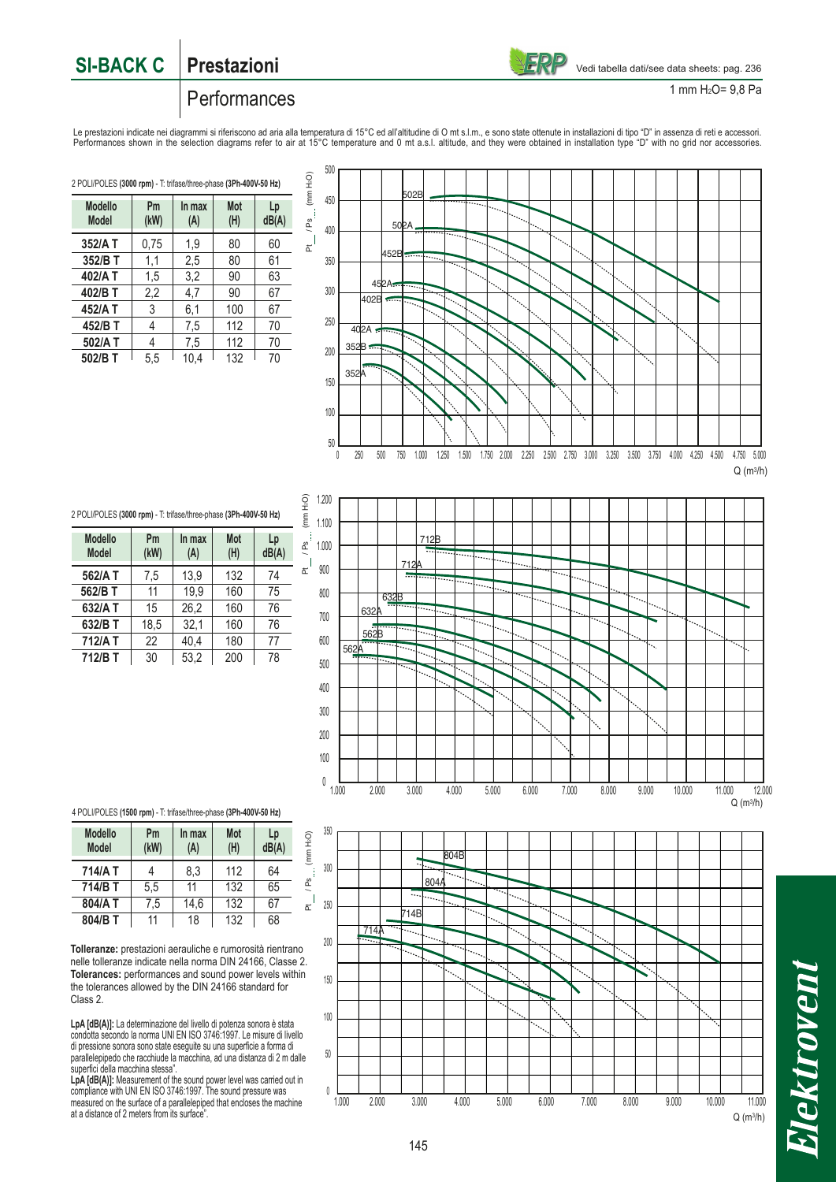# SI-BACK C | Prestazioni

## Performances

Vedi tabella dati/see data sheets: pag. 236

1 mm $H_2O$= 9,8 Pa

Le prestazioni indicate nei diagrammi si riferiscono ad aria alla temperatura di 15°C ed all'altitudine di O mt s.l.m., e sono state ottenute in installazioni di tipo "D" in assenza di reti e accessori.
Performances shown in the selection diagrams refer to air at 15°C temperature and 0 mt a.s.l. altitude, and they were obtained in installation type "D" with no grid nor accessories.

2 POLI/POLES **(3000 rpm)** - T: trifase/three-phase **(3Ph-400V-50 Hz)**

| Modello Model | Pm (kW) | In max (A) | Mot (H) | Lp dB(A) |
|---|---|---|---|---|
| **352/A T** | 0,75 | 1,9 | 80 | 60 |
| **352/B T** | 1,1 | 2,5 | 80 | 61 |
| **402/A T** | 1,5 | 3,2 | 90 | 63 |
| **402/B T** | 2,2 | 4,7 | 90 | 67 |
| **452/A T** | 3 | 6,1 | 100 | 67 |
| **452/B T** | 4 | 7,5 | 112 | 70 |
| **502/A T** | 4 | 7,5 | 112 | 70 |
| **502/B T** | 5,5 | 10,4 | 132 | 70 |

2 POLI/POLES **(3000 rpm)** - T: trifase/three-phase **(3Ph-400V-50 Hz)**

| Modello Model | Pm (kW) | In max (A) | Mot (H) | Lp dB(A) |
|---|---|---|---|---|
| **562/A T** | 7,5 | 13,9 | 132 | 74 |
| **562/B T** | 11 | 19,9 | 160 | 75 |
| **632/A T** | 15 | 26,2 | 160 | 76 |
| **632/B T** | 18,5 | 32,1 | 160 | 76 |
| **712/A T** | 22 | 40,4 | 180 | 77 |
| **712/B T** | 30 | 53,2 | 200 | 78 |

4 POLI/POLES **(1500 rpm)** - T: trifase/three-phase **(3Ph-400V-50 Hz)**

| Modello Model | Pm (kW) | In max (A) | Mot (H) | Lp dB(A) |
|---|---|---|---|---|
| **714/A T** | 4 | 8,3 | 112 | 64 |
| **714/B T** | 5,5 | 11 | 132 | 65 |
| **804/A T** | 7,5 | 14,6 | 132 | 67 |
| **804/B T** | 11 | 18 | 132 | 68 |

**Tolleranze:** prestazioni aerauliche e rumorosità rientrano nelle tolleranze indicate nella norma DIN 24166, Classe 2.
**Tolerances:** performances and sound power levels within the tolerances allowed by the DIN 24166 standard for Class 2.

**LpA [dB(A)]:** La determinazione del livello di potenza sonora è stata condotta secondo la norma UNI EN ISO 3746:1997. Le misure di livello di pressione sonora sono state eseguite su una superficie a forma di parallelepipedo che racchiude la macchina, ad una distanza di 2 m dalle superfici della macchina stessa".
**LpA [dB(A)]:** Measurement of the sound power level was carried out in compliance with UNI EN ISO 3746:1997. The sound pressure was measured on the surface of a parallelepiped that encloses the machine at a distance of 2 meters from its surface".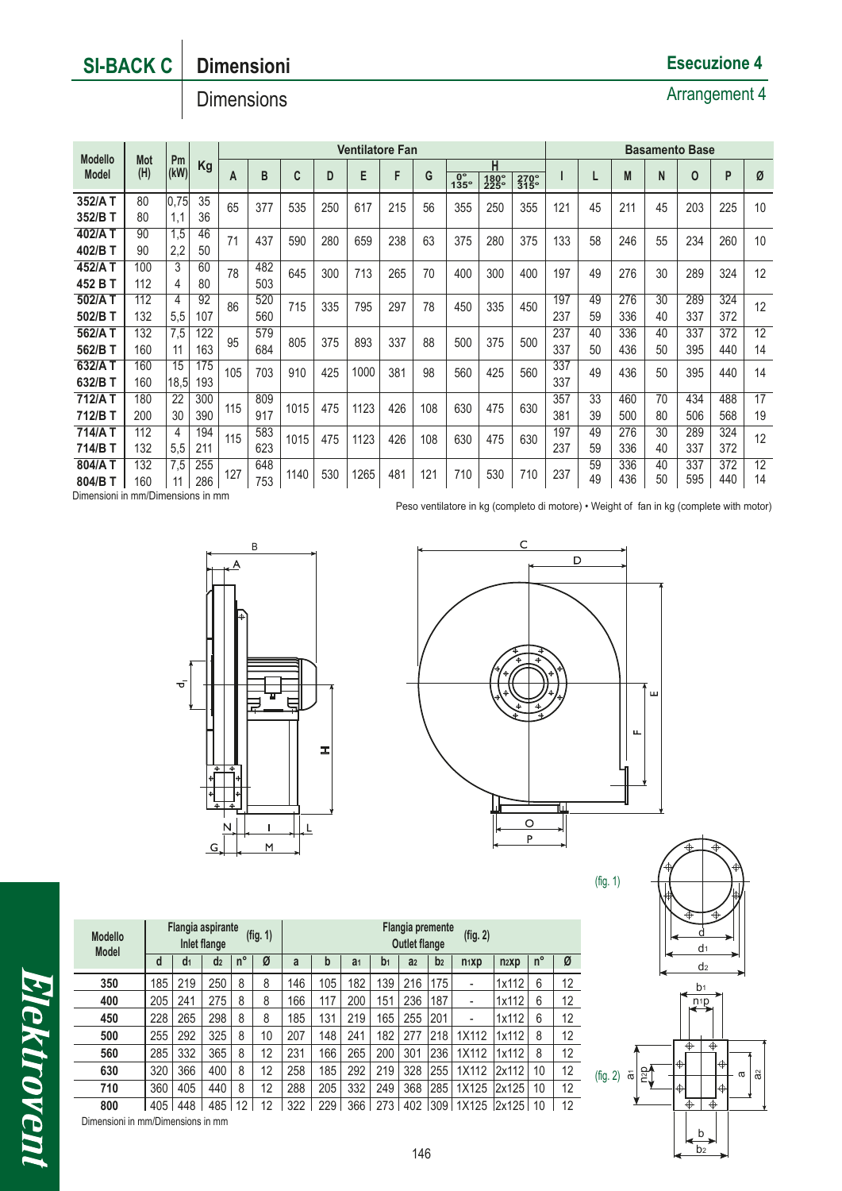# SI-BACK C — Dimensioni / Dimensions

## Esecuzione 4 / Arrangement 4

| Modello Model | Mot (H) | Pm (kW) | Kg | Ventilatore Fan A | B | C | D | E | F | G | H 0° 135° | H 180° 225° | H 270° 315° | Basamento Base I | L | M | N | O | P | Ø |
|---|---|---|---|---|---|---|---|---|---|---|---|---|---|---|---|---|---|---|---|---|
| 352/A T | 80 | 0,75 | 35 | 65 | 377 | 535 | 250 | 617 | 215 | 56 | 355 | 250 | 355 | 121 | 45 | 211 | 45 | 203 | 225 | 10 |
| 352/B T | 80 | 1,1 | 36 | | | | | | | | | | | | | | | | | |
| 402/A T | 90 | 1,5 | 46 | 71 | 437 | 590 | 280 | 659 | 238 | 63 | 375 | 280 | 375 | 133 | 58 | 246 | 55 | 234 | 260 | 10 |
| 402/B T | 90 | 2,2 | 50 | | | | | | | | | | | | | | | | | |
| 452/A T | 100 | 3 | 60 | 78 | 482 | 645 | 300 | 713 | 265 | 70 | 400 | 300 | 400 | 197 | 49 | 276 | 30 | 289 | 324 | 12 |
| 452 B T | 112 | 4 | 80 | | 503 | | | | | | | | | | | | | | | |
| 502/A T | 112 | 4 | 92 | 86 | 520 | 715 | 335 | 795 | 297 | 78 | 450 | 335 | 450 | 197 | 49 | 276 | 30 | 289 | 324 | 12 |
| 502/B T | 132 | 5,5 | 107 | | 560 | | | | | | | | | 237 | 59 | 336 | 40 | 337 | 372 | |
| 562/A T | 132 | 7,5 | 122 | 95 | 579 | 805 | 375 | 893 | 337 | 88 | 500 | 375 | 500 | 237 | 40 | 336 | 40 | 337 | 372 | 12 |
| 562/B T | 160 | 11 | 163 | | 684 | | | | | | | | | 337 | 50 | 436 | 50 | 395 | 440 | 14 |
| 632/A T | 160 | 15 | 175 | 105 | 703 | 910 | 425 | 1000 | 381 | 98 | 560 | 425 | 560 | 337 | 49 | 436 | 50 | 395 | 440 | 14 |
| 632/B T | 160 | 18,5 | 193 | | | | | | | | | | | 337 | | | | | | |
| 712/A T | 180 | 22 | 300 | 115 | 809 | 1015 | 475 | 1123 | 426 | 108 | 630 | 475 | 630 | 357 | 33 | 460 | 70 | 434 | 488 | 17 |
| 712/B T | 200 | 30 | 390 | | 917 | | | | | | | | | 381 | 39 | 500 | 80 | 506 | 568 | 19 |
| 714/A T | 112 | 4 | 194 | 115 | 583 | 1015 | 475 | 1123 | 426 | 108 | 630 | 475 | 630 | 197 | 49 | 276 | 30 | 289 | 324 | 12 |
| 714/B T | 132 | 5,5 | 211 | | 623 | | | | | | | | | 237 | 59 | 336 | 40 | 337 | 372 | |
| 804/A T | 132 | 7,5 | 255 | 127 | 648 | 1140 | 530 | 1265 | 481 | 121 | 710 | 530 | 710 | 237 | 59 | 336 | 40 | 337 | 372 | 12 |
| 804/B T | 160 | 11 | 286 | | 753 | | | | | | | | | | 49 | 436 | 50 | 595 | 440 | 14 |

Dimensioni in mm/Dimensions in mm

Peso ventilatore in kg (completo di motore) • Weight of fan in kg (complete with motor)

| Modello Model | Flangia aspirante Inlet flange (fig. 1) d | $d_1$ | $d_2$ | n° | Ø | Flangia premente Outlet flange (fig. 2) a | b | $a_1$ | $b_1$ | $a_2$ | $b_2$ | $n_1$xp | $n_2$xp | n° | Ø |
|---|---|---|---|---|---|---|---|---|---|---|---|---|---|---|---|
| 350 | 185 | 219 | 250 | 8 | 8 | 146 | 105 | 182 | 139 | 216 | 175 | - | 1x112 | 6 | 12 |
| 400 | 205 | 241 | 275 | 8 | 8 | 166 | 117 | 200 | 151 | 236 | 187 | - | 1x112 | 6 | 12 |
| 450 | 228 | 265 | 298 | 8 | 8 | 185 | 131 | 219 | 165 | 255 | 201 | - | 1x112 | 6 | 12 |
| 500 | 255 | 292 | 325 | 8 | 10 | 207 | 148 | 241 | 182 | 277 | 218 | 1X112 | 1x112 | 8 | 12 |
| 560 | 285 | 332 | 365 | 8 | 12 | 231 | 166 | 265 | 200 | 301 | 236 | 1X112 | 1x112 | 8 | 12 |
| 630 | 320 | 366 | 400 | 8 | 12 | 258 | 185 | 292 | 219 | 328 | 255 | 1X112 | 2x112 | 10 | 12 |
| 710 | 360 | 405 | 440 | 8 | 12 | 288 | 205 | 332 | 249 | 368 | 285 | 1X125 | 2x125 | 10 | 12 |
| 800 | 405 | 448 | 485 | 12 | 12 | 322 | 229 | 366 | 273 | 402 | 309 | 1X125 | 2x125 | 10 | 12 |

Dimensioni in mm/Dimensions in mm

(fig. 1)

(fig. 2)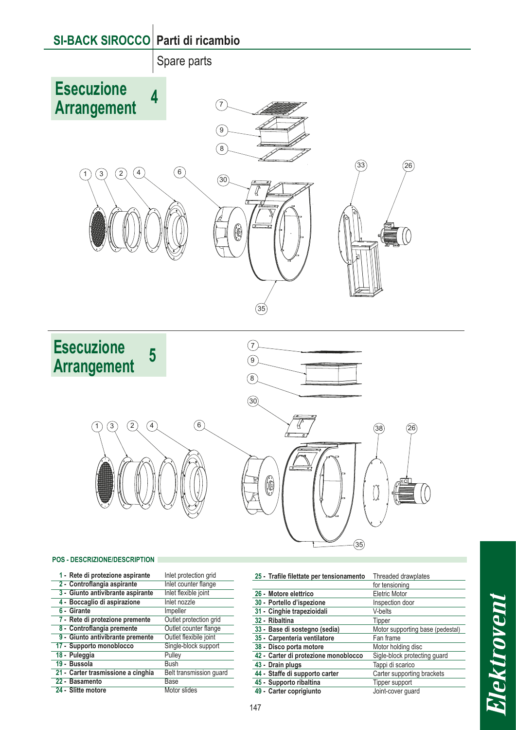## SI-BACK SIROCCO | Parti di ricambio

Spare parts

### Esecuzione 4 Arrangement

7
9
8
1 3 2 4 6 30 33 26
35

### Esecuzione 5 Arrangement

7
9
8
30
1 3 2 4 6 38 26
35

**POS - DESCRIZIONE/DESCRIPTION**

| | |
|---|---|
| **1 - Rete di protezione aspirante** | Inlet protection grid |
| **2 - Controflangia aspirante** | Inlet counter flange |
| **3 - Giunto antivibrante aspirante** | Inlet flexible joint |
| **4 - Boccaglio di aspirazione** | Inlet nozzle |
| **6 - Girante** | Impeller |
| **7 - Rete di protezione premente** | Outlet protection grid |
| **8 - Controflangia premente** | Outlet counter flange |
| **9 - Giunto antivibrante premente** | Outlet flexible joint |
| **17 - Supporto monoblocco** | Single-block support |
| **18 - Puleggia** | Pulley |
| **19 - Bussola** | Bush |
| **21 - Carter trasmissione a cinghia** | Belt transmission guard |
| **22 - Basamento** | Base |
| **24 - Slitte motore** | Motor slides |
| **25 - Trafile filettate per tensionamento** | Threaded drawplates for tensioning |
| **26 - Motore elettrico** | Eletric Motor |
| **30 - Portello d'ispezione** | Inspection door |
| **31 - Cinghie trapezioidali** | V-belts |
| **32 - Ribaltina** | Tipper |
| **33 - Base di sostegno (sedia)** | Motor supporting base (pedestal) |
| **35 - Carpenteria ventilatore** | Fan frame |
| **38 - Disco porta motore** | Motor holding disc |
| **42 - Carter di protezione monoblocco** | Sigle-block protecting guard |
| **43 - Drain plugs** | Tappi di scarico |
| **44 - Staffe di supporto carter** | Carter supporting brackets |
| **45 - Supporto ribaltina** | Tipper support |
| **49 - Carter coprigiunto** | Joint-cover guard |

*Elektrovent*